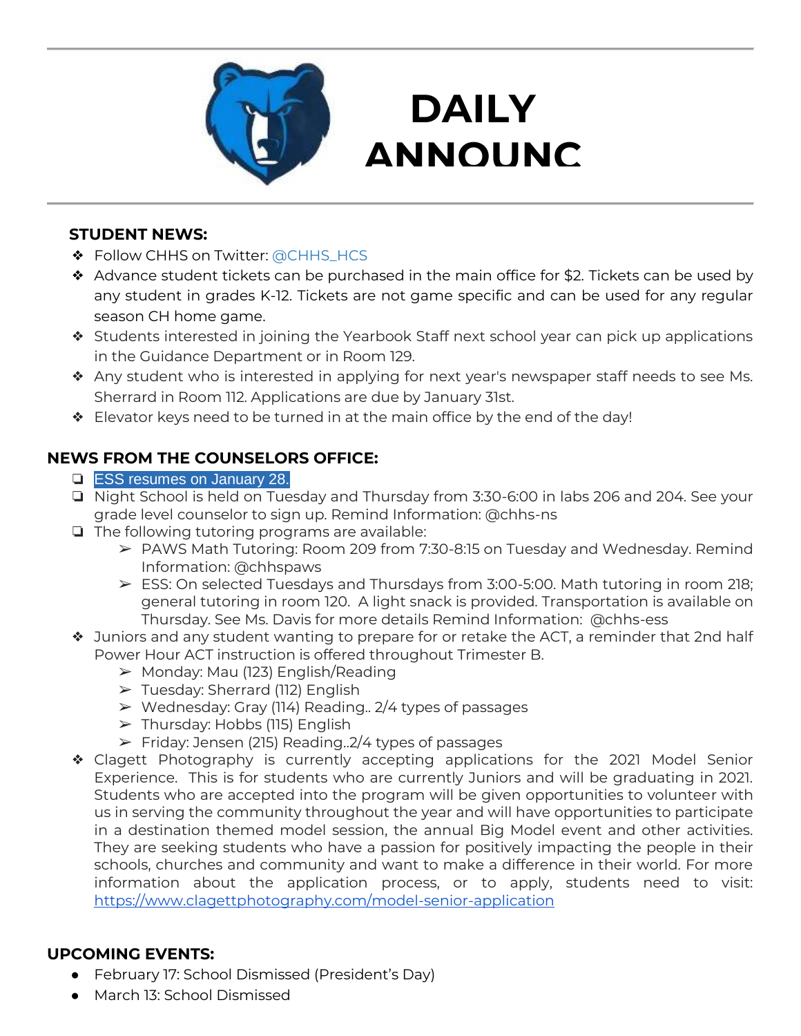# DAILY ANNOUNC

**STUDENT NEWS:**

- Follow CHHS on Twitter: @CHHS_HCS
- Advance student tickets can be purchased in the main office for $2. Tickets can be used by any student in grades K-12. Tickets are not game specific and can be used for any regular season CH home game.
- Students interested in joining the Yearbook Staff next school year can pick up applications in the Guidance Department or in Room 129.
- Any student who is interested in applying for next year's newspaper staff needs to see Ms. Sherrard in Room 112. Applications are due by January 31st.
- Elevator keys need to be turned in at the main office by the end of the day!

**NEWS FROM THE COUNSELORS OFFICE:**

- ESS resumes on January 28.
- Night School is held on Tuesday and Thursday from 3:30-6:00 in labs 206 and 204. See your grade level counselor to sign up. Remind Information: @chhs-ns
- The following tutoring programs are available:
  - PAWS Math Tutoring: Room 209 from 7:30-8:15 on Tuesday and Wednesday. Remind Information: @chhspaws
  - ESS: On selected Tuesdays and Thursdays from 3:00-5:00. Math tutoring in room 218; general tutoring in room 120. A light snack is provided. Transportation is available on Thursday. See Ms. Davis for more details Remind Information: @chhs-ess
- Juniors and any student wanting to prepare for or retake the ACT, a reminder that 2nd half Power Hour ACT instruction is offered throughout Trimester B.
  - Monday: Mau (123) English/Reading
  - Tuesday: Sherrard (112) English
  - Wednesday: Gray (114) Reading.. 2/4 types of passages
  - Thursday: Hobbs (115) English
  - Friday: Jensen (215) Reading..2/4 types of passages
- Clagett Photography is currently accepting applications for the 2021 Model Senior Experience. This is for students who are currently Juniors and will be graduating in 2021. Students who are accepted into the program will be given opportunities to volunteer with us in serving the community throughout the year and will have opportunities to participate in a destination themed model session, the annual Big Model event and other activities. They are seeking students who have a passion for positively impacting the people in their schools, churches and community and want to make a difference in their world. For more information about the application process, or to apply, students need to visit: https://www.clagettphotography.com/model-senior-application

**UPCOMING EVENTS:**

- February 17: School Dismissed (President's Day)
- March 13: School Dismissed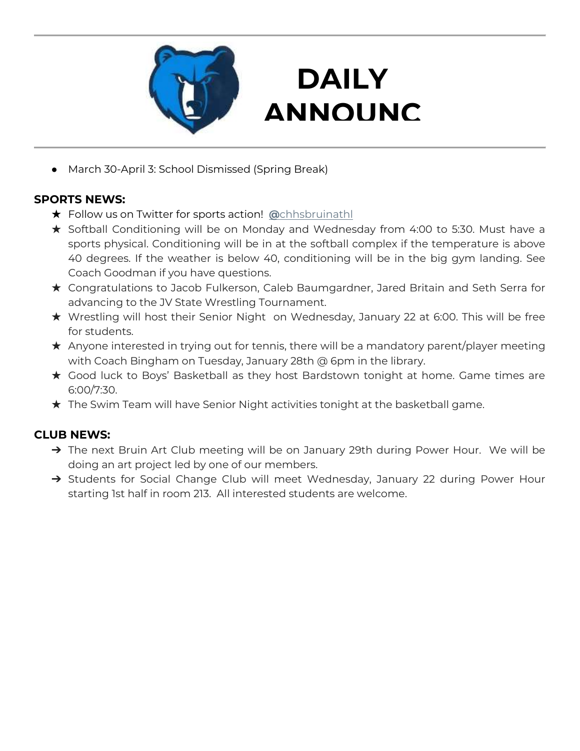# DAILY ANNOUNC

- March 30-April 3: School Dismissed (Spring Break)

**SPORTS NEWS:**

- Follow us on Twitter for sports action! @chhsbruinathl
- Softball Conditioning will be on Monday and Wednesday from 4:00 to 5:30. Must have a sports physical. Conditioning will be in at the softball complex if the temperature is above 40 degrees. If the weather is below 40, conditioning will be in the big gym landing. See Coach Goodman if you have questions.
- Congratulations to Jacob Fulkerson, Caleb Baumgardner, Jared Britain and Seth Serra for advancing to the JV State Wrestling Tournament.
- Wrestling will host their Senior Night on Wednesday, January 22 at 6:00. This will be free for students.
- Anyone interested in trying out for tennis, there will be a mandatory parent/player meeting with Coach Bingham on Tuesday, January 28th @ 6pm in the library.
- Good luck to Boys' Basketball as they host Bardstown tonight at home. Game times are 6:00/7:30.
- The Swim Team will have Senior Night activities tonight at the basketball game.

**CLUB NEWS:**

- The next Bruin Art Club meeting will be on January 29th during Power Hour. We will be doing an art project led by one of our members.
- Students for Social Change Club will meet Wednesday, January 22 during Power Hour starting 1st half in room 213. All interested students are welcome.